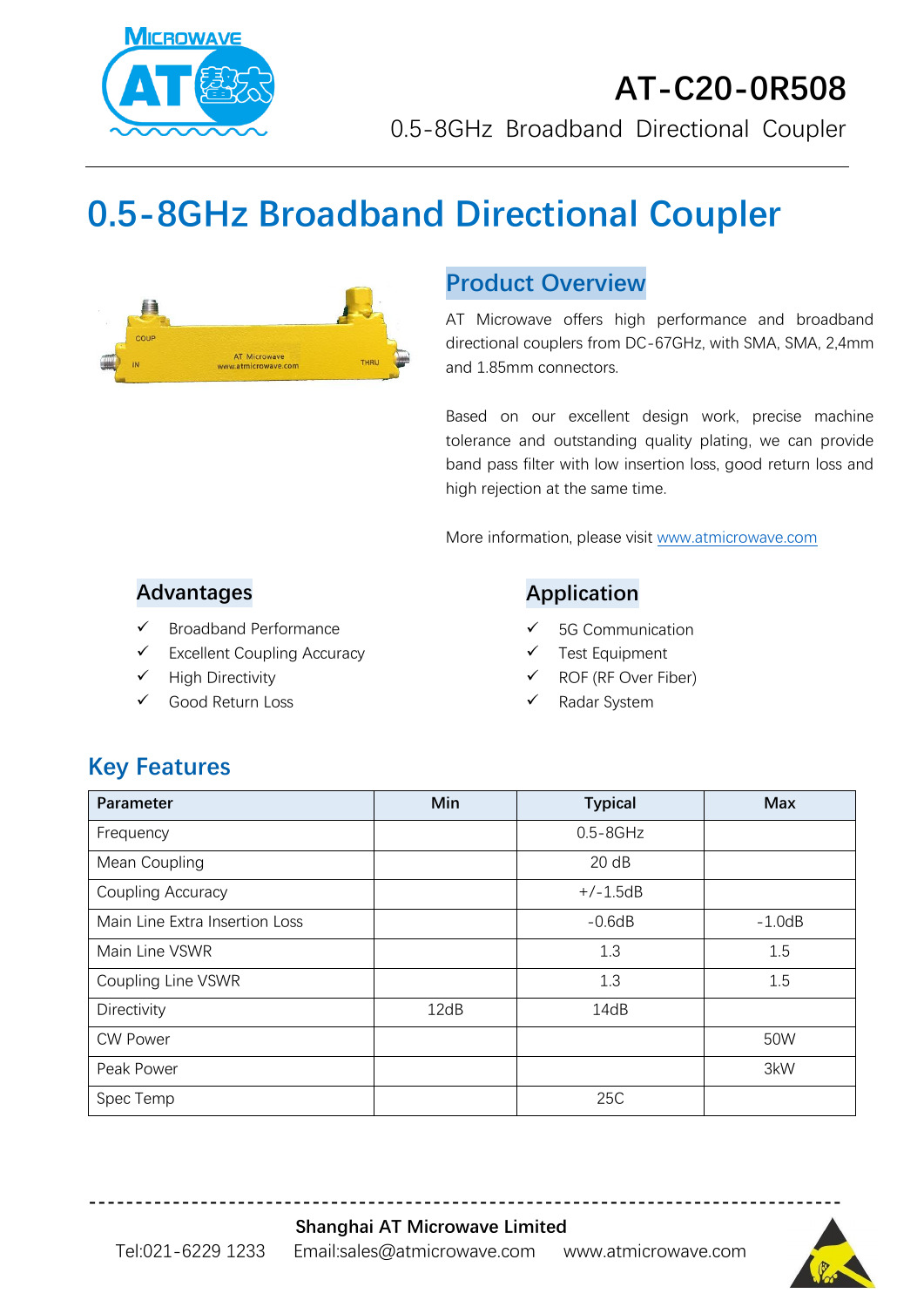**AT-C20-0R508**

0.5-8GHz Broadband Directional Coupler

# 0.5-8GHz Broadband Directional Coupler

## Product Overview

AT Microwave offers high performance and broadband directional couplers from DC-67GHz, with SMA, SMA, 2,4mm and 1.85mm connectors.

Based on our excellent design work, precise machine tolerance and outstanding quality plating, we can provide band pass filter with low insertion loss, good return loss and high rejection at the same time.

More information, please visit www.atmicrowave.com

## Advantages

- ✓ Broadband Performance
- ✓ Excellent Coupling Accuracy
- ✓ High Directivity
- ✓ Good Return Loss

## Application

- ✓ 5G Communication
- ✓ Test Equipment
- ✓ ROF (RF Over Fiber)
- ✓ Radar System

## Key Features

| Parameter | Min | Typical | Max |
|---|---|---|---|
| Frequency | | 0.5-8GHz | |
| Mean Coupling | | 20 dB | |
| Coupling Accuracy | | +/-1.5dB | |
| Main Line Extra Insertion Loss | | -0.6dB | -1.0dB |
| Main Line VSWR | | 1.3 | 1.5 |
| Coupling Line VSWR | | 1.3 | 1.5 |
| Directivity | 12dB | 14dB | |
| CW Power | | | 50W |
| Peak Power | | | 3kW |
| Spec Temp | | 25C | |

**Shanghai AT Microwave Limited**

Tel:021-6229 1233 Email:sales@atmicrowave.com www.atmicrowave.com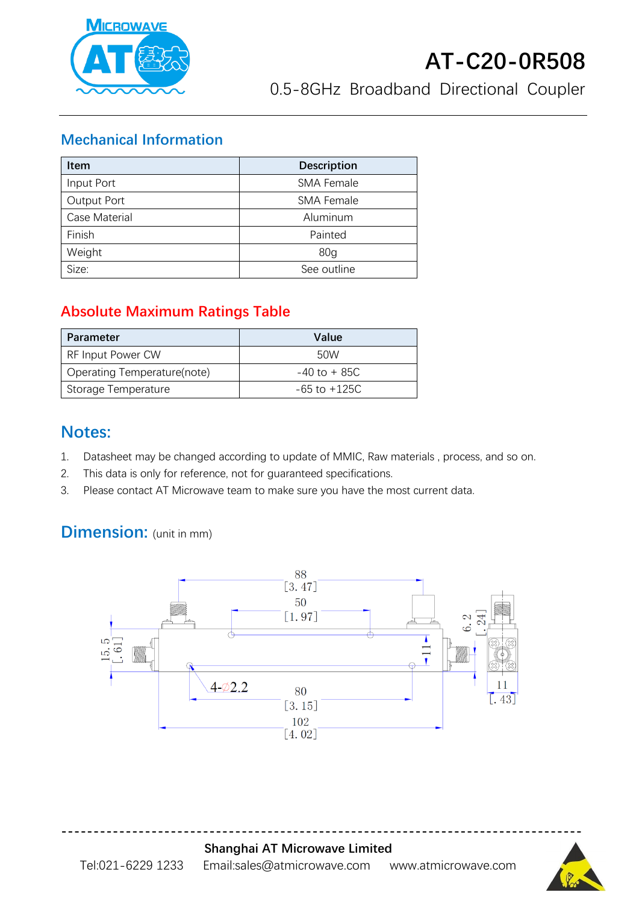# AT-C20-0R508

0.5-8GHz Broadband Directional Coupler

## Mechanical Information

| Item | Description |
|---|---|
| Input Port | SMA Female |
| Output Port | SMA Female |
| Case Material | Aluminum |
| Finish | Painted |
| Weight | 80g |
| Size: | See outline |

## Absolute Maximum Ratings Table

| Parameter | Value |
|---|---|
| RF Input Power CW | 50W |
| Operating Temperature(note) | -40 to + 85C |
| Storage Temperature | -65 to +125C |

## Notes:

1. Datasheet may be changed according to update of MMIC, Raw materials , process, and so on.
2. This data is only for reference, not for guaranteed specifications.
3. Please contact AT Microwave team to make sure you have the most current data.

## Dimension: (unit in mm)

88
[3. 47]
50
[1. 97]
15. 5
[. 61]
11
6. 2
[. 24]
4-∅2.2
80
[3. 15]
102
[4. 02]
11
[. 43]

**Shanghai AT Microwave Limited**

Tel:021-6229 1233 Email:sales@atmicrowave.com www.atmicrowave.com